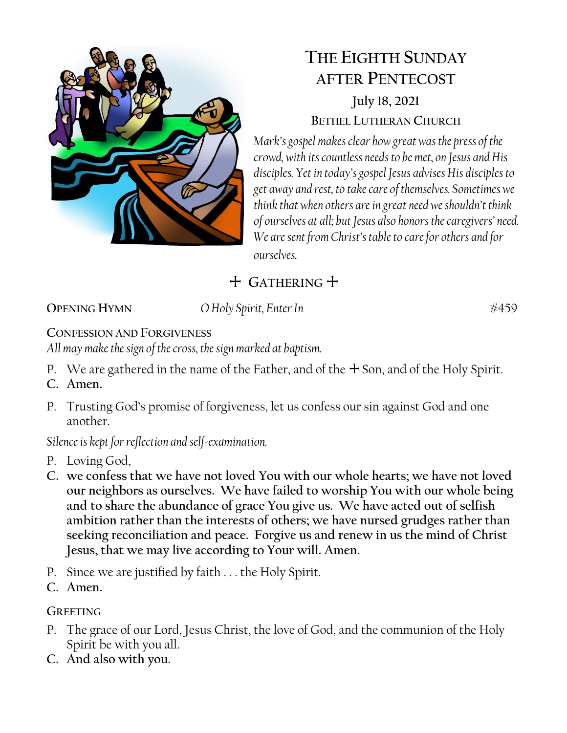# The Eighth Sunday after Pentecost

**July 18, 2021**

**Bethel Lutheran Church**

*Mark's gospel makes clear how great was the press of the crowd, with its countless needs to be met, on Jesus and His disciples. Yet in today's gospel Jesus advises His disciples to get away and rest, to take care of themselves. Sometimes we think that when others are in great need we shouldn't think of ourselves at all; but Jesus also honors the caregivers' need. We are sent from Christ's table to care for others and for ourselves.*

## + Gathering +

**Opening Hymn** *O Holy Spirit, Enter In* #459

**Confession and Forgiveness**

*All may make the sign of the cross, the sign marked at baptism.*

P. We are gathered in the name of the Father, and of the + Son, and of the Holy Spirit.
**C. Amen.**

P. Trusting God's promise of forgiveness, let us confess our sin against God and one another.

*Silence is kept for reflection and self-examination.*

P. Loving God,
**C. we confess that we have not loved You with our whole hearts; we have not loved our neighbors as ourselves. We have failed to worship You with our whole being and to share the abundance of grace You give us. We have acted out of selfish ambition rather than the interests of others; we have nursed grudges rather than seeking reconciliation and peace. Forgive us and renew in us the mind of Christ Jesus, that we may live according to Your will. Amen.**

P. Since we are justified by faith . . . the Holy Spirit.
**C. Amen.**

**Greeting**

P. The grace of our Lord, Jesus Christ, the love of God, and the communion of the Holy Spirit be with you all.
**C. And also with you.**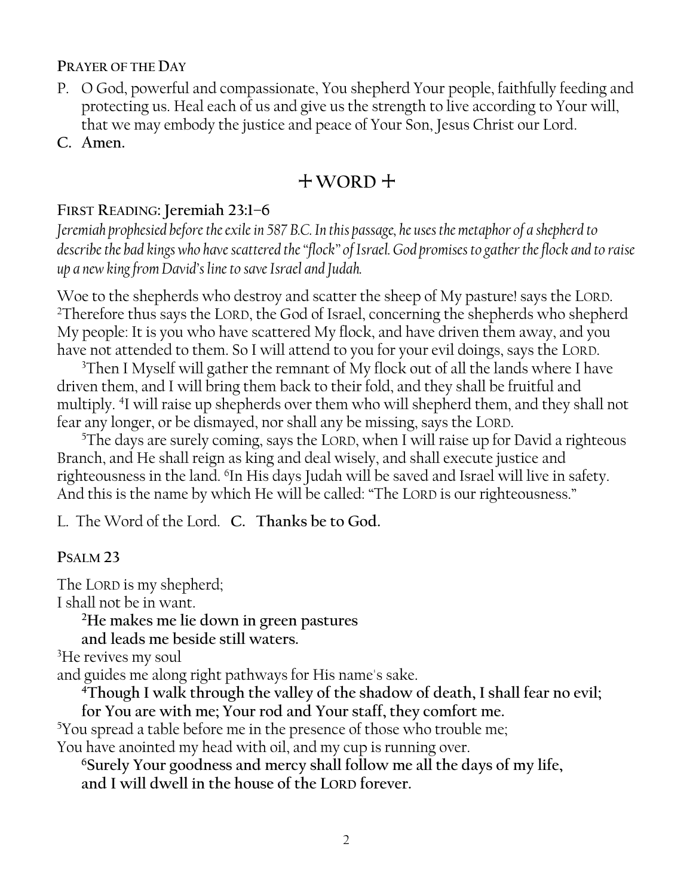**PRAYER OF THE DAY**

P. O God, powerful and compassionate, You shepherd Your people, faithfully feeding and protecting us. Heal each of us and give us the strength to live according to Your will, that we may embody the justice and peace of Your Son, Jesus Christ our Lord.

**C. Amen.**

## + WORD +

**FIRST READING: Jeremiah 23:1–6**

*Jeremiah prophesied before the exile in 587 B.C. In this passage, he uses the metaphor of a shepherd to describe the bad kings who have scattered the "flock" of Israel. God promises to gather the flock and to raise up a new king from David's line to save Israel and Judah.*

Woe to the shepherds who destroy and scatter the sheep of My pasture! says the LORD. [2]Therefore thus says the LORD, the God of Israel, concerning the shepherds who shepherd My people: It is you who have scattered My flock, and have driven them away, and you have not attended to them. So I will attend to you for your evil doings, says the LORD.

[3]Then I Myself will gather the remnant of My flock out of all the lands where I have driven them, and I will bring them back to their fold, and they shall be fruitful and multiply. [4]I will raise up shepherds over them who will shepherd them, and they shall not fear any longer, or be dismayed, nor shall any be missing, says the LORD.

[5]The days are surely coming, says the LORD, when I will raise up for David a righteous Branch, and He shall reign as king and deal wisely, and shall execute justice and righteousness in the land. [6]In His days Judah will be saved and Israel will live in safety. And this is the name by which He will be called: "The LORD is our righteousness."

L. The Word of the Lord. **C. Thanks be to God.**

**PSALM 23**

The LORD is my shepherd;
I shall not be in want.

**[2]He makes me lie down in green pastures**
**and leads me beside still waters.**

[3]He revives my soul
and guides me along right pathways for His name's sake.

**[4]Though I walk through the valley of the shadow of death, I shall fear no evil;**
**for You are with me; Your rod and Your staff, they comfort me.**

[5]You spread a table before me in the presence of those who trouble me;
You have anointed my head with oil, and my cup is running over.

**[6]Surely Your goodness and mercy shall follow me all the days of my life,**
**and I will dwell in the house of the LORD forever.**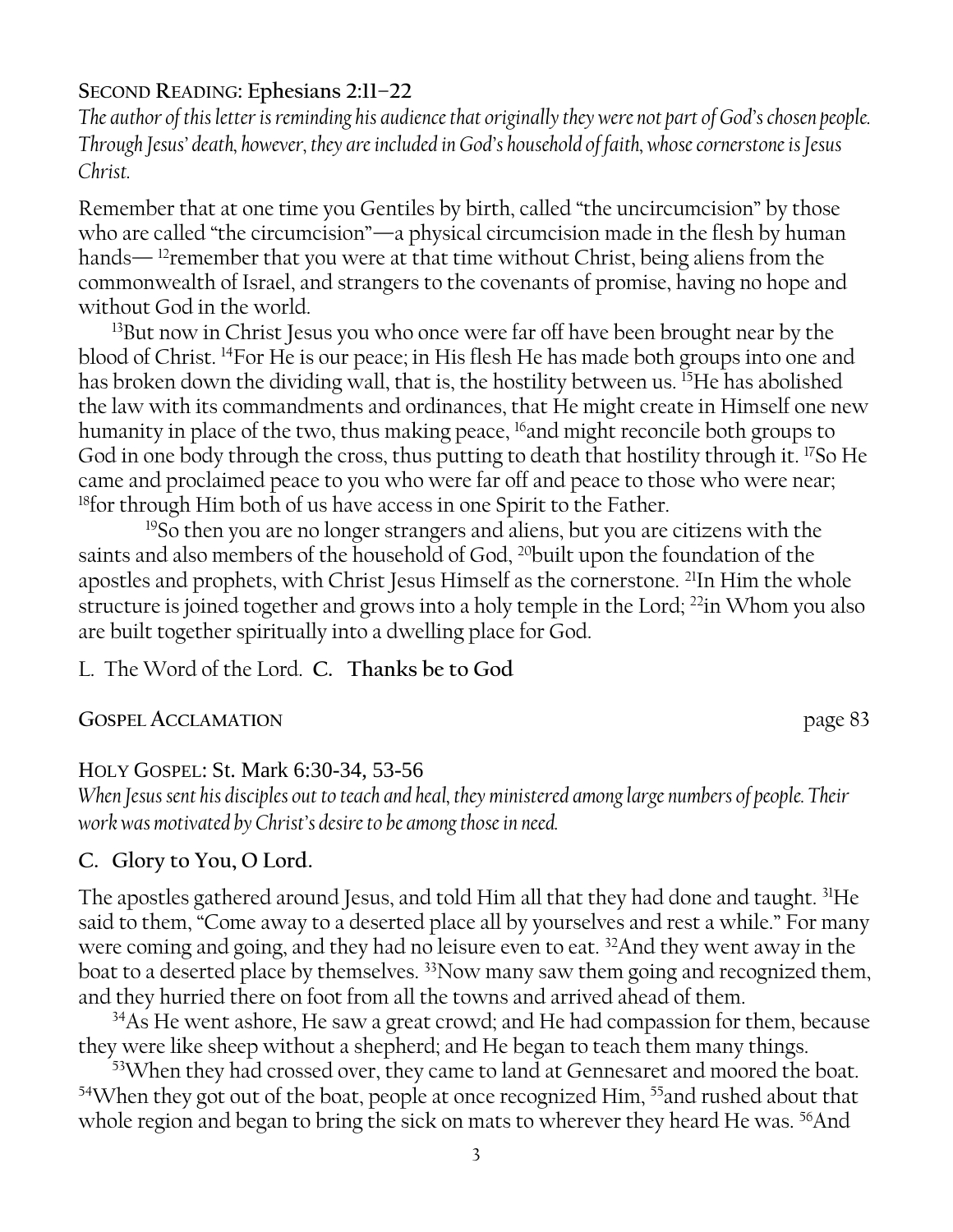### SECOND READING: Ephesians 2:11–22

*The author of this letter is reminding his audience that originally they were not part of God's chosen people. Through Jesus' death, however, they are included in God's household of faith, whose cornerstone is Jesus Christ.*

Remember that at one time you Gentiles by birth, called "the uncircumcision" by those who are called "the circumcision"—a physical circumcision made in the flesh by human hands— [12]remember that you were at that time without Christ, being aliens from the commonwealth of Israel, and strangers to the covenants of promise, having no hope and without God in the world.

[13]But now in Christ Jesus you who once were far off have been brought near by the blood of Christ. [14]For He is our peace; in His flesh He has made both groups into one and has broken down the dividing wall, that is, the hostility between us. [15]He has abolished the law with its commandments and ordinances, that He might create in Himself one new humanity in place of the two, thus making peace, [16]and might reconcile both groups to God in one body through the cross, thus putting to death that hostility through it. [17]So He came and proclaimed peace to you who were far off and peace to those who were near; [18]for through Him both of us have access in one Spirit to the Father.

[19]So then you are no longer strangers and aliens, but you are citizens with the saints and also members of the household of God, [20]built upon the foundation of the apostles and prophets, with Christ Jesus Himself as the cornerstone. [21]In Him the whole structure is joined together and grows into a holy temple in the Lord; [22]in Whom you also are built together spiritually into a dwelling place for God.

L. The Word of the Lord. **C. Thanks be to God**

### GOSPEL ACCLAMATION page 83

### HOLY GOSPEL: St. Mark 6:30-34, 53-56

*When Jesus sent his disciples out to teach and heal, they ministered among large numbers of people. Their work was motivated by Christ's desire to be among those in need.*

**C. Glory to You, O Lord.**

The apostles gathered around Jesus, and told Him all that they had done and taught. [31]He said to them, "Come away to a deserted place all by yourselves and rest a while." For many were coming and going, and they had no leisure even to eat. [32]And they went away in the boat to a deserted place by themselves. [33]Now many saw them going and recognized them, and they hurried there on foot from all the towns and arrived ahead of them.

[34]As He went ashore, He saw a great crowd; and He had compassion for them, because they were like sheep without a shepherd; and He began to teach them many things.

[53]When they had crossed over, they came to land at Gennesaret and moored the boat. [54]When they got out of the boat, people at once recognized Him, [55]and rushed about that whole region and began to bring the sick on mats to wherever they heard He was. [56]And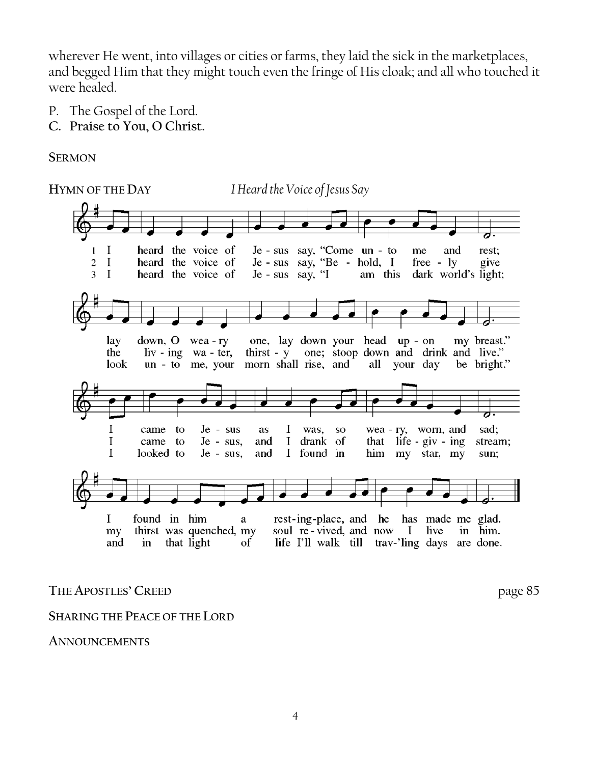wherever He went, into villages or cities or farms, they laid the sick in the marketplaces, and begged Him that they might touch even the fringe of His cloak; and all who touched it were healed.

P. The Gospel of the Lord.
**C. Praise to You, O Christ.**

**SERMON**

**HYMN OF THE DAY** *I Heard the Voice of Jesus Say*

1 I heard the voice of Je - sus say, "Come un - to me and rest; lay down, O wea - ry one, lay down your head up - on my breast." I came to Je - sus as I was, so wea - ry, worn, and sad; I found in him a rest - ing - place, and he has made me glad.

2 I heard the voice of Je - sus say, "Be - hold, I free - ly give the liv - ing wa - ter, thirst - y one; stoop down and drink and live." I came to Je - sus, and I drank of that life - giv - ing stream; my thirst was quenched, my soul re - vived, and now I live in him.

3 I heard the voice of Je - sus say, "I am this dark world's light; look un - to me, your morn shall rise, and all your day be bright." I looked to Je - sus, and I found in him my star, my sun; and in that light of life I'll walk till trav-'ling days are done.

**THE APOSTLES' CREED** page 85

**SHARING THE PEACE OF THE LORD**

**ANNOUNCEMENTS**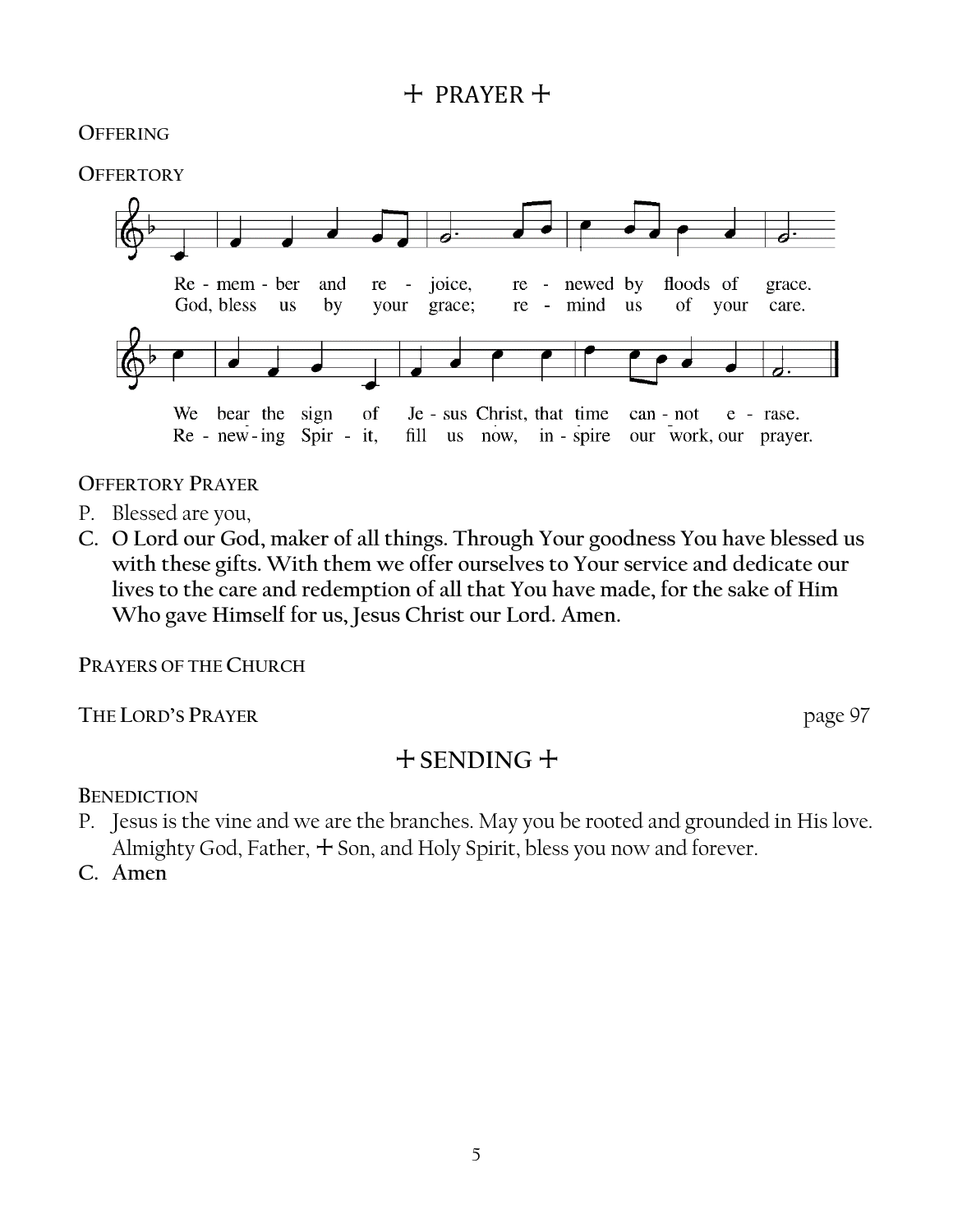## + PRAYER +

**Offering**

**Offertory**

Re - mem - ber and re - joice, re - newed by floods of grace.
God, bless us by your grace; re - mind us of your care.

We bear the sign of Je - sus Christ, that time can - not e - rase.
Re - new - ing Spir - it, fill us now, in - spire our work, our prayer.

**Offertory Prayer**

P. Blessed are you,

**C. O Lord our God, maker of all things. Through Your goodness You have blessed us with these gifts. With them we offer ourselves to Your service and dedicate our lives to the care and redemption of all that You have made, for the sake of Him Who gave Himself for us, Jesus Christ our Lord. Amen.**

**Prayers of the Church**

**The Lord's Prayer** page 97

## + SENDING +

**Benediction**

P. Jesus is the vine and we are the branches. May you be rooted and grounded in His love. Almighty God, Father, + Son, and Holy Spirit, bless you now and forever.

**C. Amen**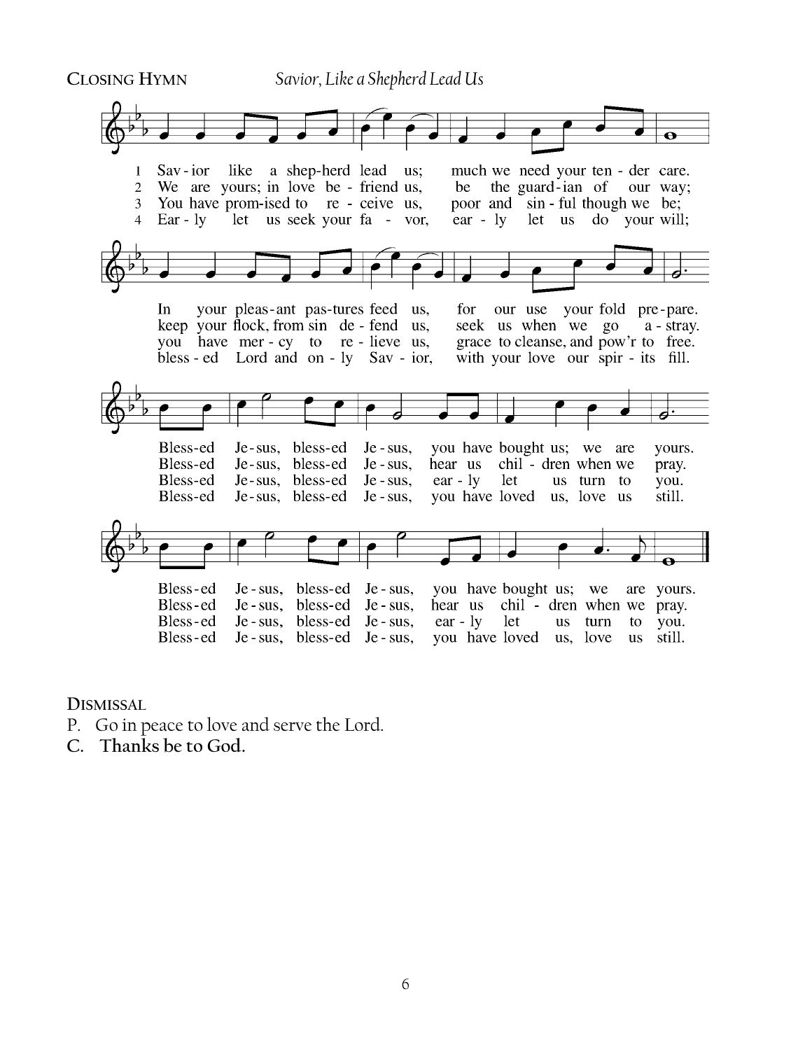**CLOSING HYMN** *Savior, Like a Shepherd Lead Us*

1 Sav-ior like a shep-herd lead us; much we need your ten-der care.
In your pleas-ant pas-tures feed us, for our use your fold pre-pare.
Bless-ed Je-sus, bless-ed Je-sus, you have bought us; we are yours.
Bless-ed Je-sus, bless-ed Je-sus, you have bought us; we are yours.

2 We are yours; in love be-friend us, be the guard-ian of our way;
keep your flock, from sin de-fend us, seek us when we go a-stray.
Bless-ed Je-sus, bless-ed Je-sus, hear us chil-dren when we pray.
Bless-ed Je-sus, bless-ed Je-sus, hear us chil-dren when we pray.

3 You have prom-ised to re-ceive us, poor and sin-ful though we be;
you have mer-cy to re-lieve us, grace to cleanse, and pow'r to free.
Bless-ed Je-sus, bless-ed Je-sus, ear-ly let us turn to you.
Bless-ed Je-sus, bless-ed Je-sus, ear-ly let us turn to you.

4 Ear-ly let us seek your fa-vor, ear-ly let us do your will;
bless-ed Lord and on-ly Sav-ior, with your love our spir-its fill.
Bless-ed Je-sus, bless-ed Je-sus, you have loved us, love us still.
Bless-ed Je-sus, bless-ed Je-sus, you have loved us, love us still.

**DISMISSAL**

P. Go in peace to love and serve the Lord.

**C. Thanks be to God.**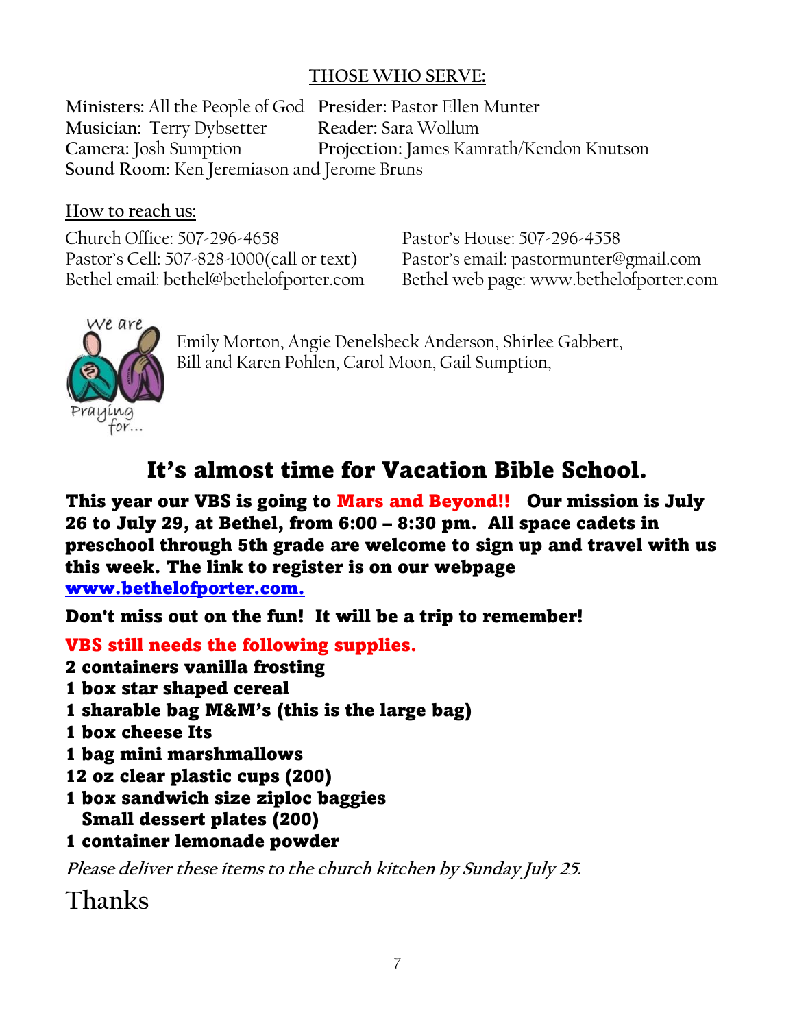## THOSE WHO SERVE:

**Ministers:** All the People of God
**Presider:** Pastor Ellen Munter
**Musician:** Terry Dybsetter
**Reader:** Sara Wollum
**Camera:** Josh Sumption
**Projection:** James Kamrath/Kendon Knutson
**Sound Room:** Ken Jeremiason and Jerome Bruns

### How to reach us:

Church Office: 507-296-4658
Pastor's Cell: 507-828-1000(call or text)
Bethel email: bethel@bethelofporter.com
Pastor's House: 507-296-4558
Pastor's email: pastormunter@gmail.com
Bethel web page: www.bethelofporter.com

We are Praying for...

Emily Morton, Angie Denelsbeck Anderson, Shirlee Gabbert, Bill and Karen Pohlen, Carol Moon, Gail Sumption,

# It's almost time for Vacation Bible School.

**This year our VBS is going to Mars and Beyond!! Our mission is July 26 to July 29, at Bethel, from 6:00 – 8:30 pm. All space cadets in preschool through 5th grade are welcome to sign up and travel with us this week. The link to register is on our webpage [www.bethelofporter.com.](http://www.bethelofporter.com)**

**Don't miss out on the fun! It will be a trip to remember!**

**VBS still needs the following supplies.**

**2 containers vanilla frosting**
**1 box star shaped cereal**
**1 sharable bag M&M's (this is the large bag)**
**1 box cheese Its**
**1 bag mini marshmallows**
**12 oz clear plastic cups (200)**
**1 box sandwich size ziploc baggies**
**Small dessert plates (200)**
**1 container lemonade powder**

*Please deliver these items to the church kitchen by Sunday July 25.*

Thanks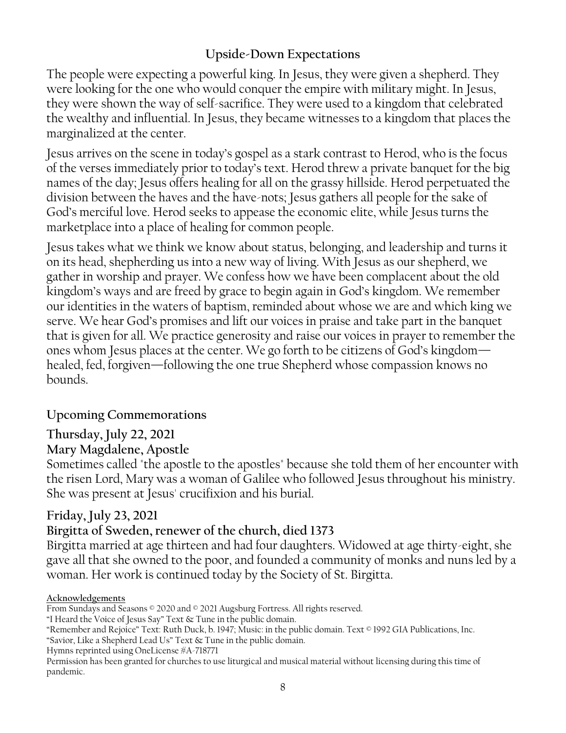## Upside-Down Expectations

The people were expecting a powerful king. In Jesus, they were given a shepherd. They were looking for the one who would conquer the empire with military might. In Jesus, they were shown the way of self-sacrifice. They were used to a kingdom that celebrated the wealthy and influential. In Jesus, they became witnesses to a kingdom that places the marginalized at the center.

Jesus arrives on the scene in today's gospel as a stark contrast to Herod, who is the focus of the verses immediately prior to today's text. Herod threw a private banquet for the big names of the day; Jesus offers healing for all on the grassy hillside. Herod perpetuated the division between the haves and the have-nots; Jesus gathers all people for the sake of God's merciful love. Herod seeks to appease the economic elite, while Jesus turns the marketplace into a place of healing for common people.

Jesus takes what we think we know about status, belonging, and leadership and turns it on its head, shepherding us into a new way of living. With Jesus as our shepherd, we gather in worship and prayer. We confess how we have been complacent about the old kingdom's ways and are freed by grace to begin again in God's kingdom. We remember our identities in the waters of baptism, reminded about whose we are and which king we serve. We hear God's promises and lift our voices in praise and take part in the banquet that is given for all. We practice generosity and raise our voices in prayer to remember the ones whom Jesus places at the center. We go forth to be citizens of God's kingdom—healed, fed, forgiven—following the one true Shepherd whose compassion knows no bounds.

## Upcoming Commemorations

### Thursday, July 22, 2021
### Mary Magdalene, Apostle

Sometimes called "the apostle to the apostles" because she told them of her encounter with the risen Lord, Mary was a woman of Galilee who followed Jesus throughout his ministry. She was present at Jesus' crucifixion and his burial.

### Friday, July 23, 2021
### Birgitta of Sweden, renewer of the church, died 1373

Birgitta married at age thirteen and had four daughters. Widowed at age thirty-eight, she gave all that she owned to the poor, and founded a community of monks and nuns led by a woman. Her work is continued today by the Society of St. Birgitta.

**Acknowledgements**

From Sundays and Seasons © 2020 and © 2021 Augsburg Fortress. All rights reserved.
"I Heard the Voice of Jesus Say" Text & Tune in the public domain.
"Remember and Rejoice" Text: Ruth Duck, b. 1947; Music: in the public domain. Text © 1992 GIA Publications, Inc.
"Savior, Like a Shepherd Lead Us" Text & Tune in the public domain.
Hymns reprinted using OneLicense #A-718771
Permission has been granted for churches to use liturgical and musical material without licensing during this time of pandemic.